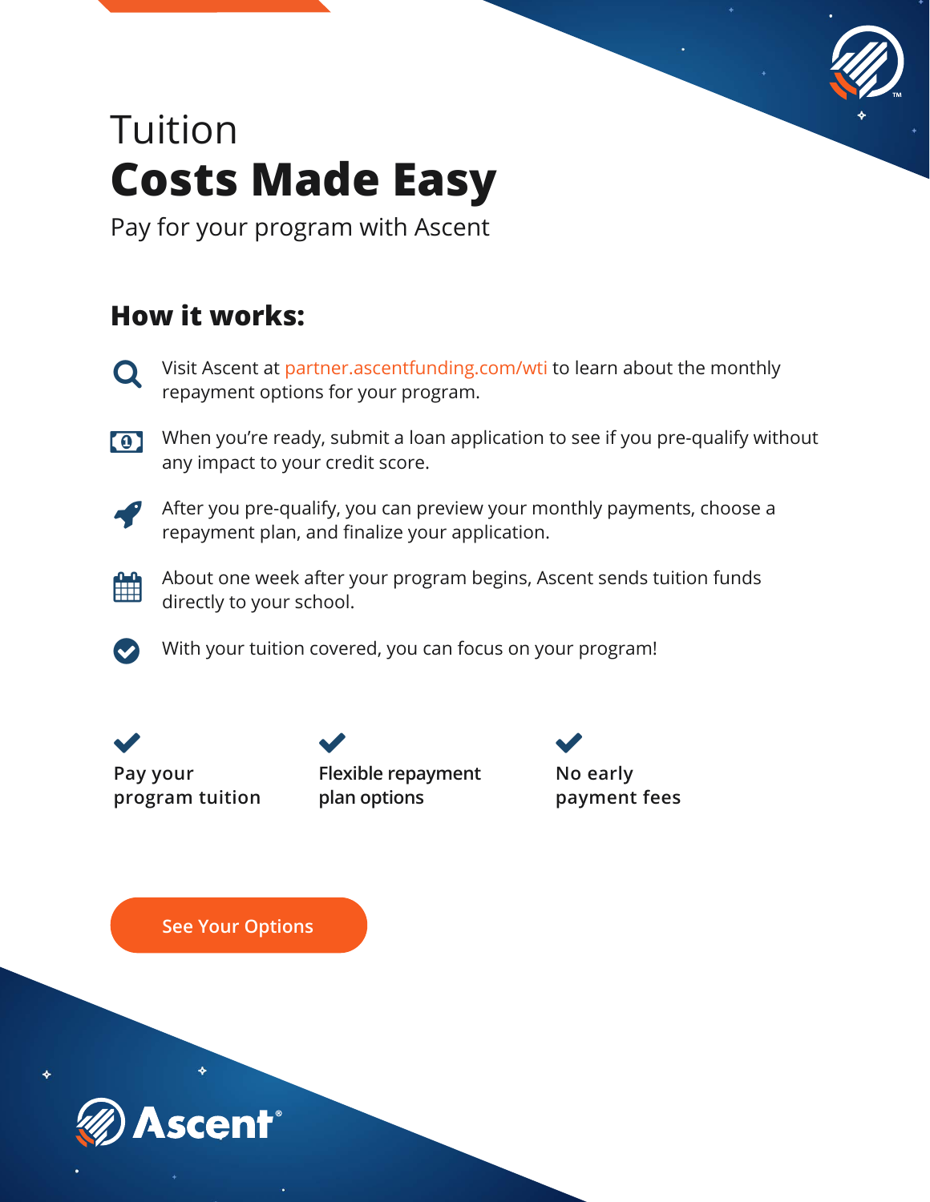# Tuition
# **Costs Made Easy**

Pay for your program with Ascent

## How it works:

- Visit Ascent at partner.ascentfunding.com/wti to learn about the monthly repayment options for your program.
- When you're ready, submit a loan application to see if you pre-qualify without any impact to your credit score.
- After you pre-qualify, you can preview your monthly payments, choose a repayment plan, and finalize your application.
- About one week after your program begins, Ascent sends tuition funds directly to your school.
- With your tuition covered, you can focus on your program!

✔ Pay your program tuition

✔ Flexible repayment plan options

✔ No early payment fees

See Your Options

Ascent®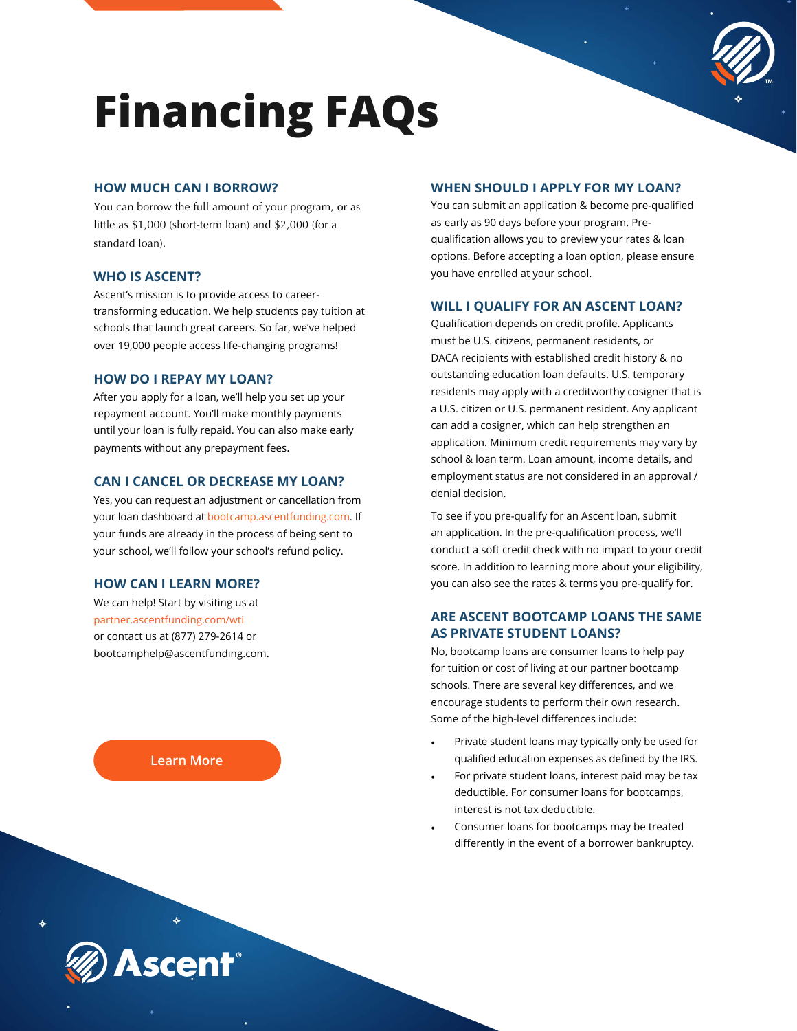# Financing FAQs

## HOW MUCH CAN I BORROW?

You can borrow the full amount of your program, or as little as $1,000 (short-term loan) and $2,000 (for a standard loan).

## WHO IS ASCENT?

Ascent's mission is to provide access to career-transforming education. We help students pay tuition at schools that launch great careers. So far, we've helped over 19,000 people access life-changing programs!

## HOW DO I REPAY MY LOAN?

After you apply for a loan, we'll help you set up your repayment account. You'll make monthly payments until your loan is fully repaid. You can also make early payments without any prepayment fees.

## CAN I CANCEL OR DECREASE MY LOAN?

Yes, you can request an adjustment or cancellation from your loan dashboard at bootcamp.ascentfunding.com. If your funds are already in the process of being sent to your school, we'll follow your school's refund policy.

## HOW CAN I LEARN MORE?

We can help! Start by visiting us at partner.ascentfunding.com/wti or contact us at (877) 279-2614 or bootcamphelp@ascentfunding.com.

Learn More

## WHEN SHOULD I APPLY FOR MY LOAN?

You can submit an application & become pre-qualified as early as 90 days before your program. Pre-qualification allows you to preview your rates & loan options. Before accepting a loan option, please ensure you have enrolled at your school.

## WILL I QUALIFY FOR AN ASCENT LOAN?

Qualification depends on credit profile. Applicants must be U.S. citizens, permanent residents, or DACA recipients with established credit history & no outstanding education loan defaults. U.S. temporary residents may apply with a creditworthy cosigner that is a U.S. citizen or U.S. permanent resident. Any applicant can add a cosigner, which can help strengthen an application. Minimum credit requirements may vary by school & loan term. Loan amount, income details, and employment status are not considered in an approval / denial decision.

To see if you pre-qualify for an Ascent loan, submit an application. In the pre-qualification process, we'll conduct a soft credit check with no impact to your credit score. In addition to learning more about your eligibility, you can also see the rates & terms you pre-qualify for.

## ARE ASCENT BOOTCAMP LOANS THE SAME AS PRIVATE STUDENT LOANS?

No, bootcamp loans are consumer loans to help pay for tuition or cost of living at our partner bootcamp schools. There are several key differences, and we encourage students to perform their own research. Some of the high-level differences include:

- Private student loans may typically only be used for qualified education expenses as defined by the IRS.
- For private student loans, interest paid may be tax deductible. For consumer loans for bootcamps, interest is not tax deductible.
- Consumer loans for bootcamps may be treated differently in the event of a borrower bankruptcy.

Ascent®